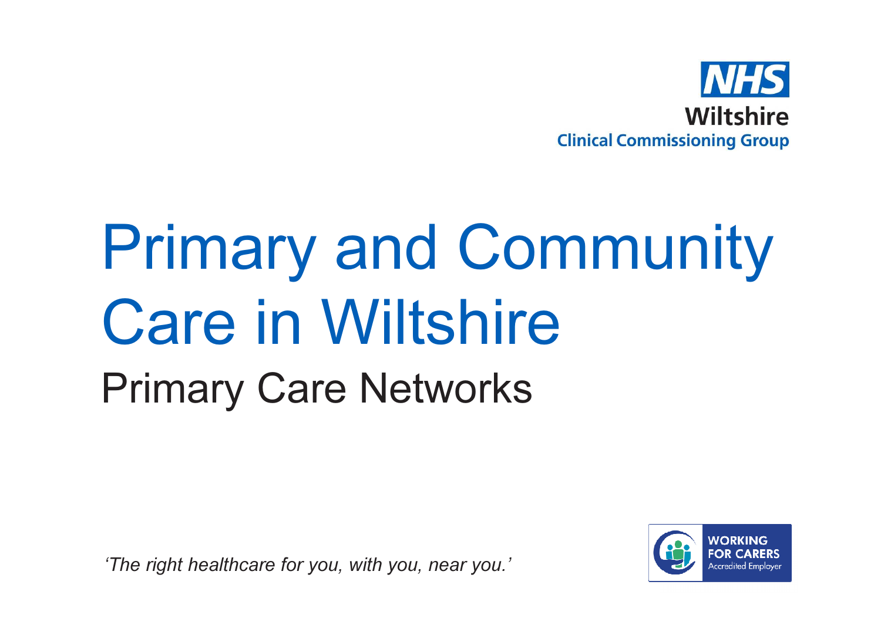NHS
Wiltshire
Clinical Commissioning Group

# Primary and Community Care in Wiltshire

## Primary Care Networks

*'The right healthcare for you, with you, near you.'*

WORKING FOR CARERS
Accredited Employer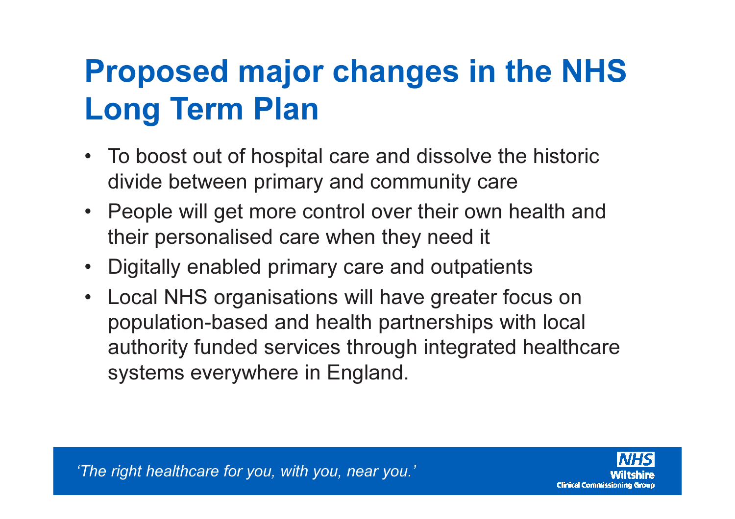# Proposed major changes in the NHS Long Term Plan

- To boost out of hospital care and dissolve the historic divide between primary and community care
- People will get more control over their own health and their personalised care when they need it
- Digitally enabled primary care and outpatients
- Local NHS organisations will have greater focus on population-based and health partnerships with local authority funded services through integrated healthcare systems everywhere in England.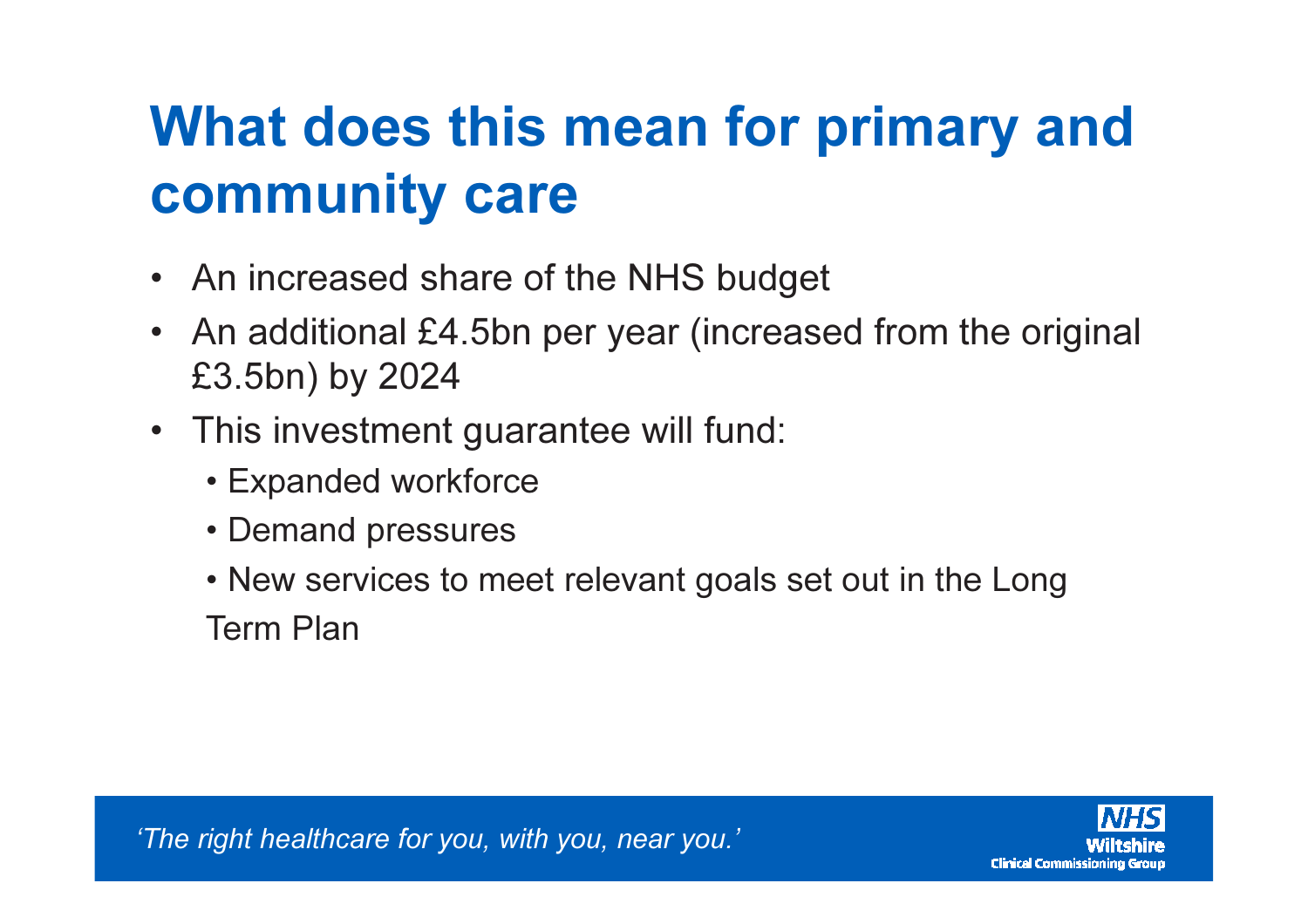# What does this mean for primary and community care

- An increased share of the NHS budget
- An additional £4.5bn per year (increased from the original £3.5bn) by 2024
- This investment guarantee will fund:
  - Expanded workforce
  - Demand pressures
  - New services to meet relevant goals set out in the Long Term Plan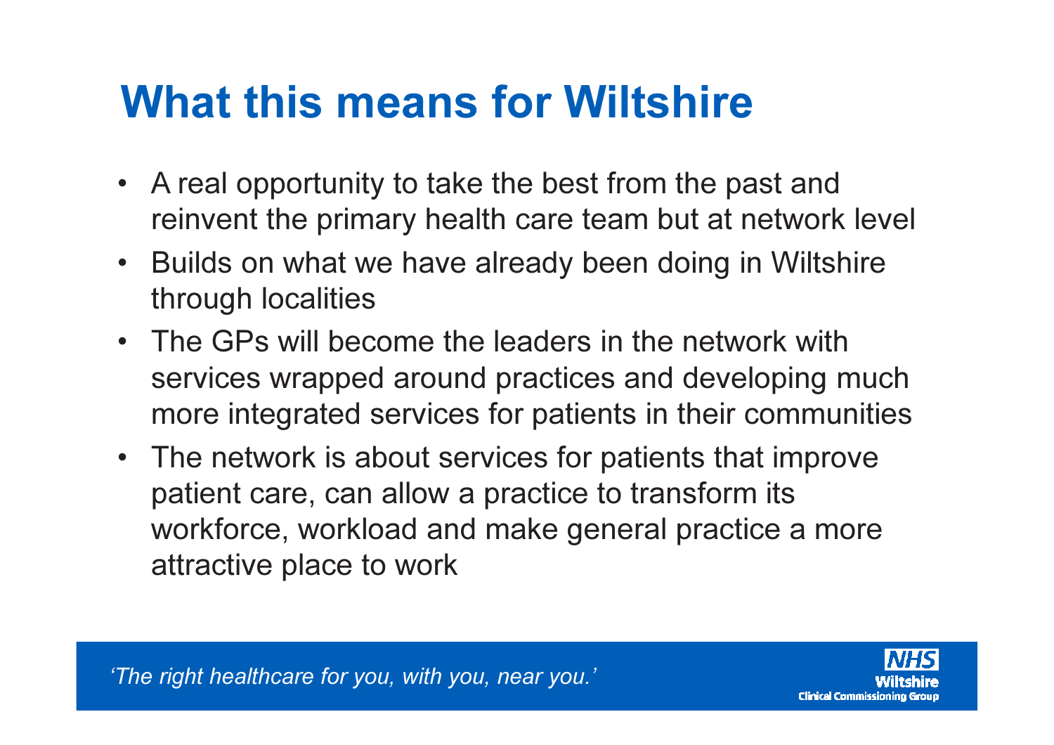# What this means for Wiltshire

- A real opportunity to take the best from the past and reinvent the primary health care team but at network level
- Builds on what we have already been doing in Wiltshire through localities
- The GPs will become the leaders in the network with services wrapped around practices and developing much more integrated services for patients in their communities
- The network is about services for patients that improve patient care, can allow a practice to transform its workforce, workload and make general practice a more attractive place to work

*'The right healthcare for you, with you, near you.'*

NHS Wiltshire Clinical Commissioning Group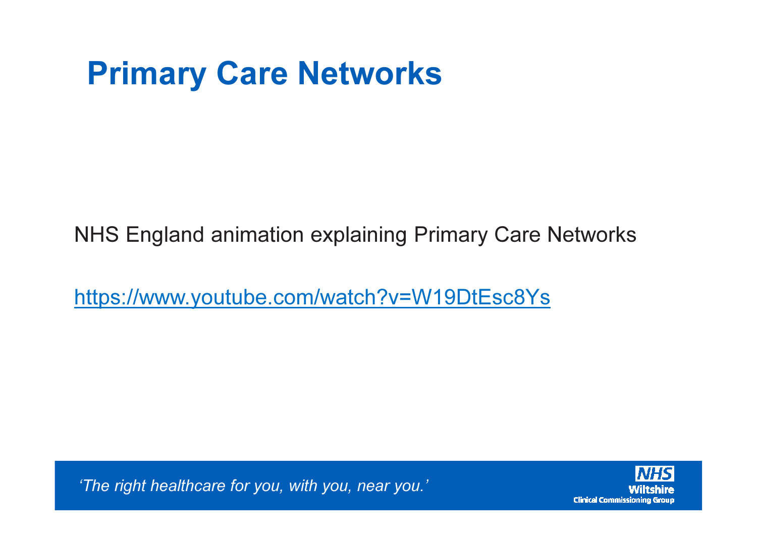# Primary Care Networks

NHS England animation explaining Primary Care Networks

https://www.youtube.com/watch?v=W19DtEsc8Ys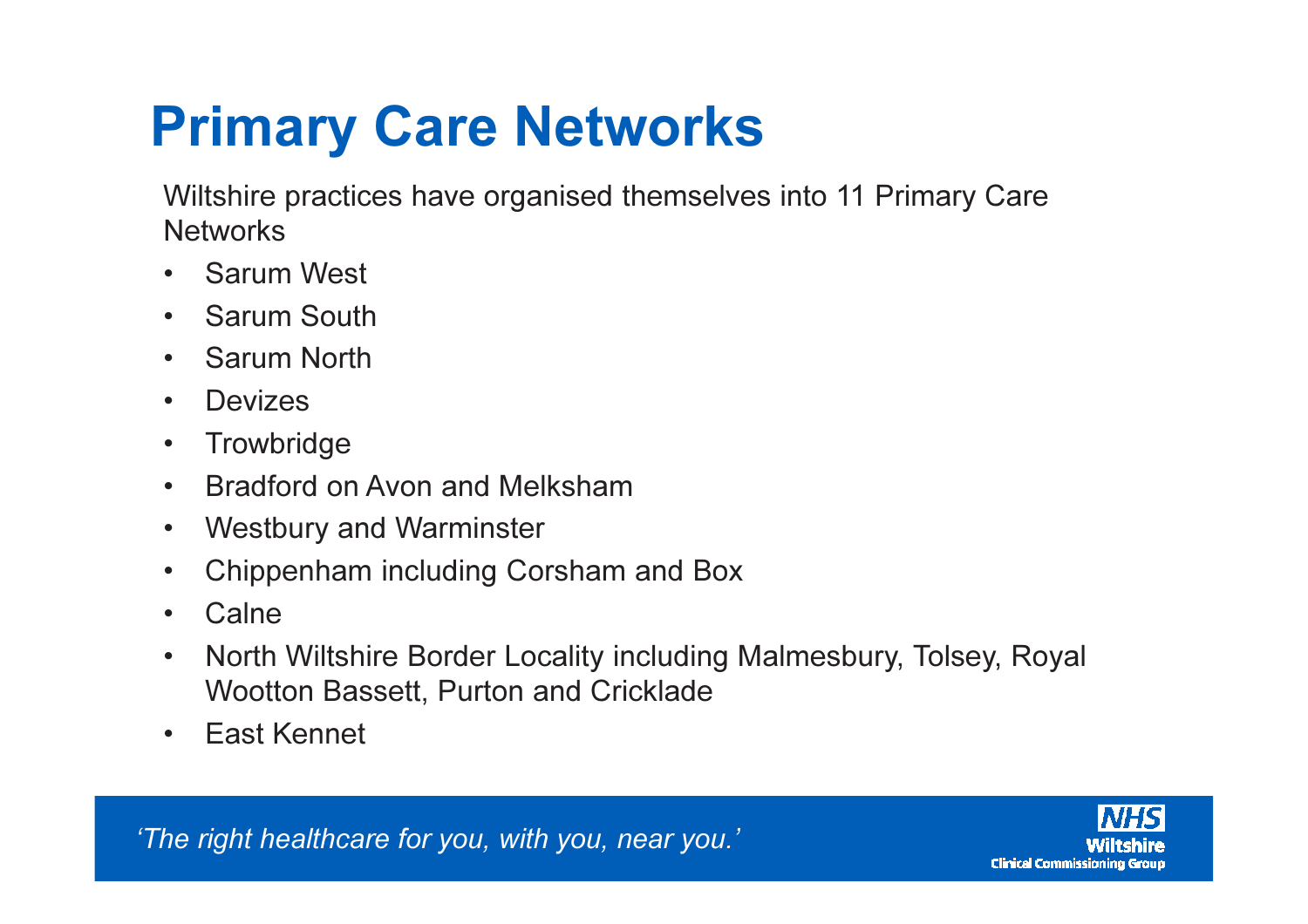# Primary Care Networks

Wiltshire practices have organised themselves into 11 Primary Care Networks

- Sarum West
- Sarum South
- Sarum North
- Devizes
- Trowbridge
- Bradford on Avon and Melksham
- Westbury and Warminster
- Chippenham including Corsham and Box
- Calne
- North Wiltshire Border Locality including Malmesbury, Tolsey, Royal Wootton Bassett, Purton and Cricklade
- East Kennet

*'The right healthcare for you, with you, near you.'*

NHS Wiltshire Clinical Commissioning Group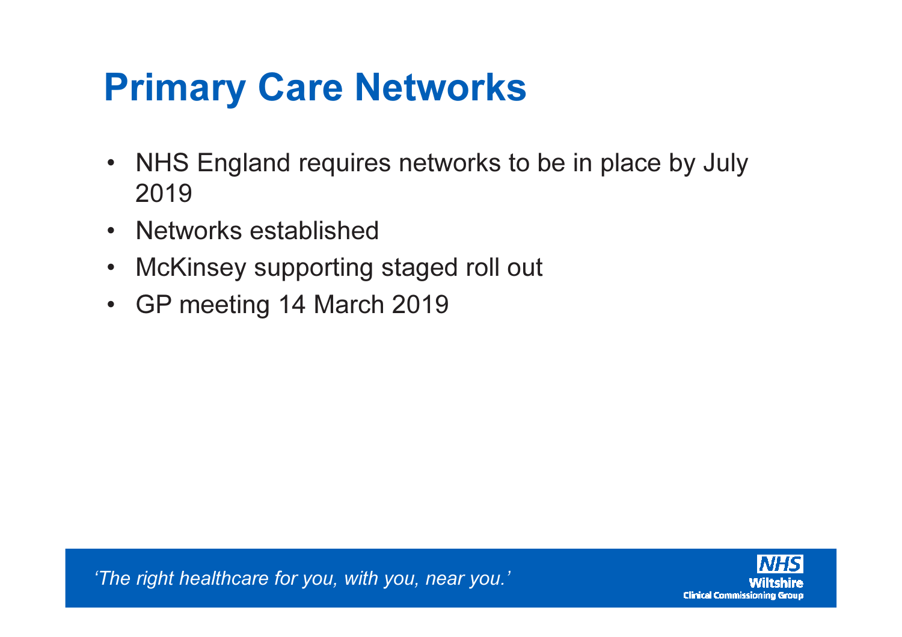# Primary Care Networks

- NHS England requires networks to be in place by July 2019
- Networks established
- McKinsey supporting staged roll out
- GP meeting 14 March 2019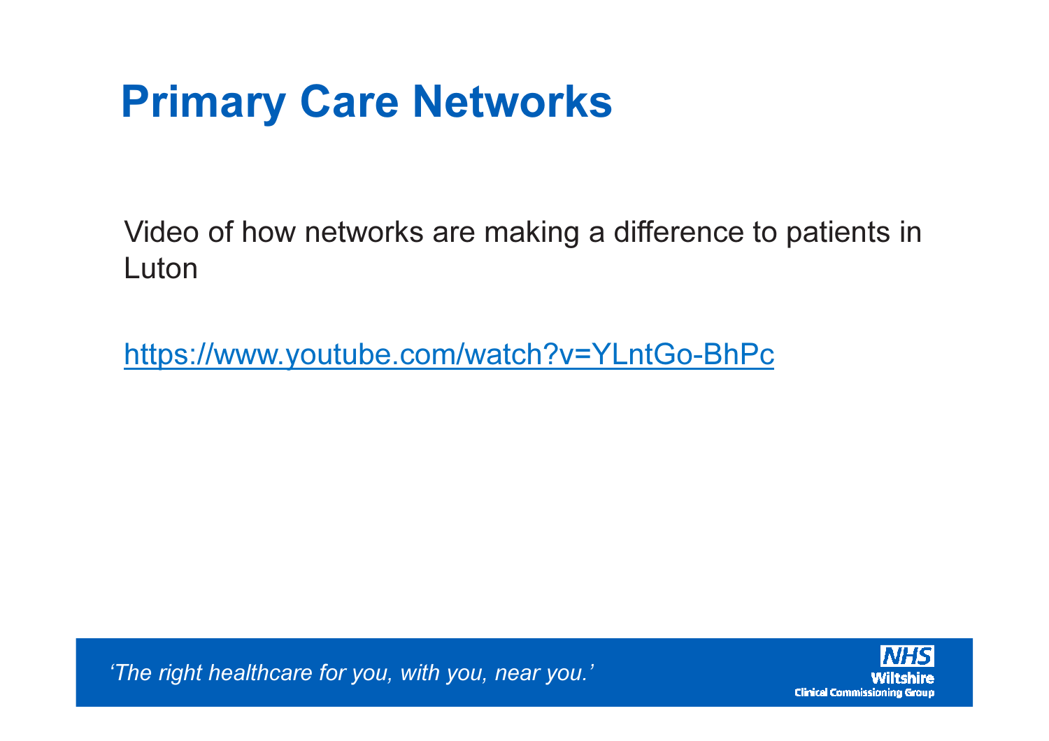# Primary Care Networks

Video of how networks are making a difference to patients in Luton

https://www.youtube.com/watch?v=YLntGo-BhPc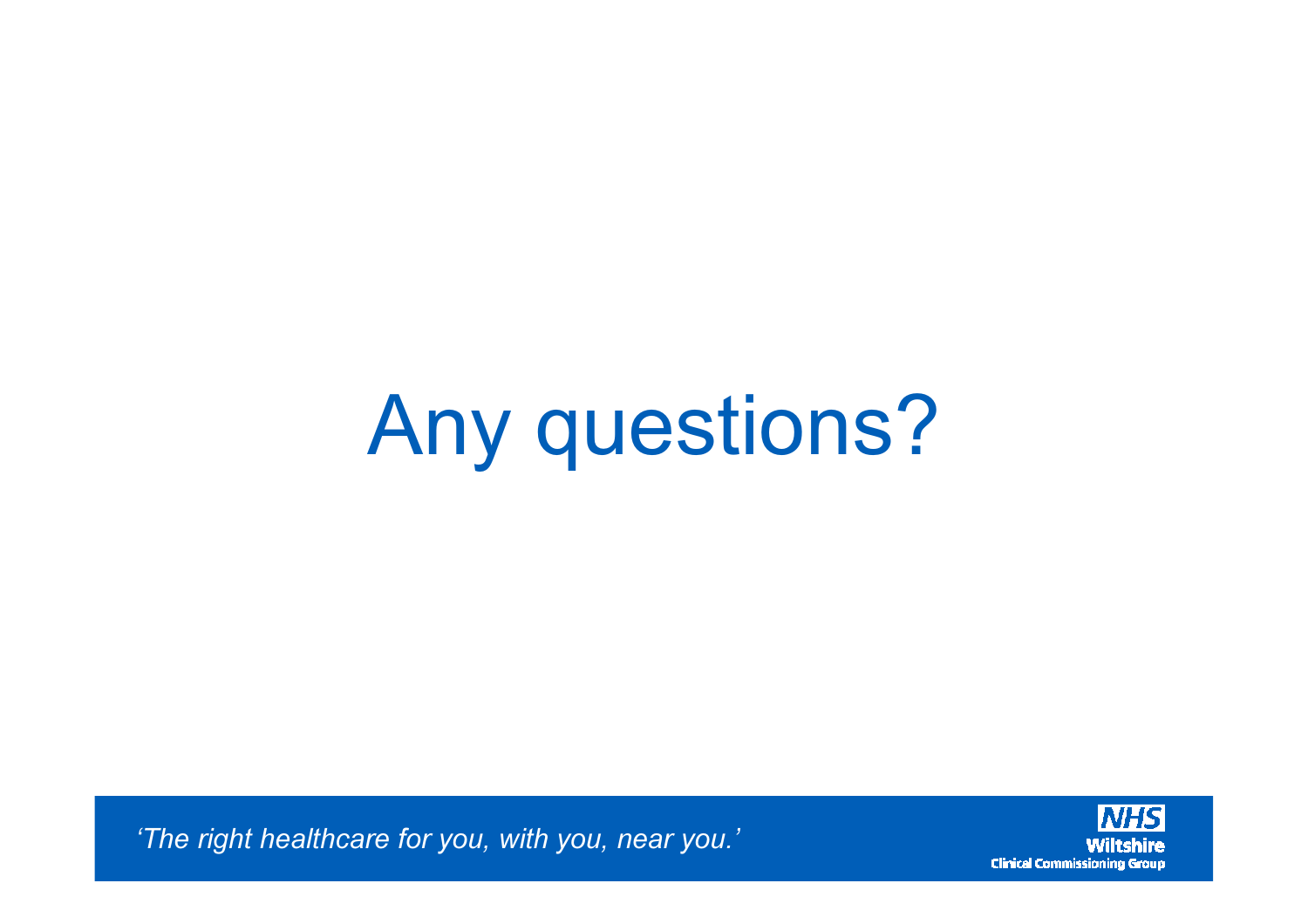# Any questions?